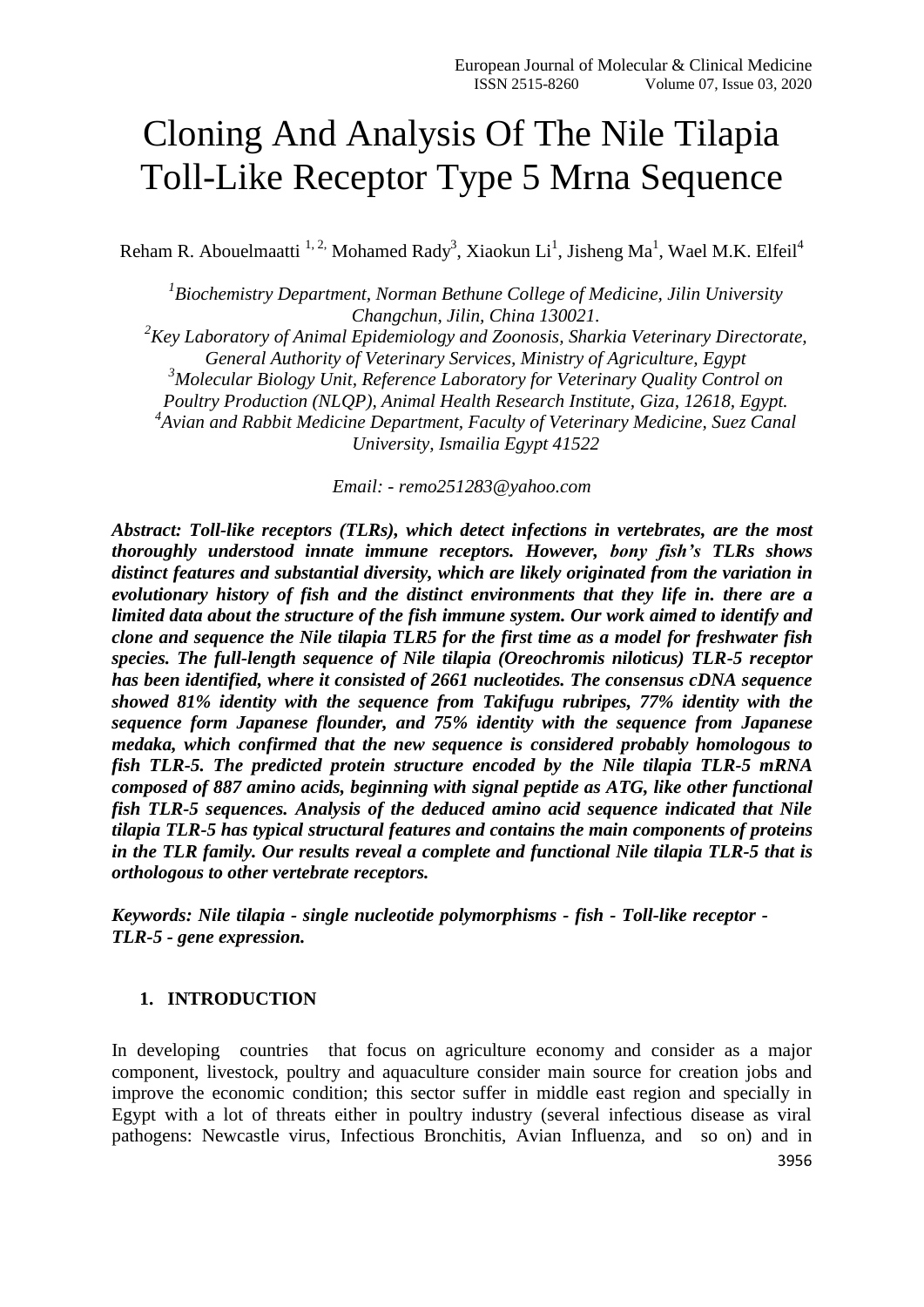# Cloning And Analysis Of The Nile Tilapia Toll-Like Receptor Type 5 Mrna Sequence

Reham R. Abouelmaatti [1, 2,] Mohamed Rady[3], Xiaokun Li[1], Jisheng Ma[1], Wael M.K. Elfeil[4]

*[1]Biochemistry Department, Norman Bethune College of Medicine, Jilin University Changchun, Jilin, China 130021.*
*[2]Key Laboratory of Animal Epidemiology and Zoonosis, Sharkia Veterinary Directorate, General Authority of Veterinary Services, Ministry of Agriculture, Egypt*
*[3]Molecular Biology Unit, Reference Laboratory for Veterinary Quality Control on Poultry Production (NLQP), Animal Health Research Institute, Giza, 12618, Egypt.*
*[4]Avian and Rabbit Medicine Department, Faculty of Veterinary Medicine, Suez Canal University, Ismailia Egypt 41522*

*Email: - remo251283@yahoo.com*

***Abstract: Toll-like receptors (TLRs), which detect infections in vertebrates, are the most thoroughly understood innate immune receptors. However, bony fish's TLRs shows distinct features and substantial diversity, which are likely originated from the variation in evolutionary history of fish and the distinct environments that they life in. there are a limited data about the structure of the fish immune system. Our work aimed to identify and clone and sequence the Nile tilapia TLR5 for the first time as a model for freshwater fish species. The full-length sequence of Nile tilapia (Oreochromis niloticus) TLR-5 receptor has been identified, where it consisted of 2661 nucleotides. The consensus cDNA sequence showed 81% identity with the sequence from Takifugu rubripes, 77% identity with the sequence form Japanese flounder, and 75% identity with the sequence from Japanese medaka, which confirmed that the new sequence is considered probably homologous to fish TLR-5. The predicted protein structure encoded by the Nile tilapia TLR-5 mRNA composed of 887 amino acids, beginning with signal peptide as ATG, like other functional fish TLR-5 sequences. Analysis of the deduced amino acid sequence indicated that Nile tilapia TLR-5 has typical structural features and contains the main components of proteins in the TLR family. Our results reveal a complete and functional Nile tilapia TLR-5 that is orthologous to other vertebrate receptors.***

***Keywords: Nile tilapia - single nucleotide polymorphisms - fish - Toll-like receptor - TLR-5 - gene expression.***

## 1. INTRODUCTION

In developing countries that focus on agriculture economy and consider as a major component, livestock, poultry and aquaculture consider main source for creation jobs and improve the economic condition; this sector suffer in middle east region and specially in Egypt with a lot of threats either in poultry industry (several infectious disease as viral pathogens: Newcastle virus, Infectious Bronchitis, Avian Influenza, and so on) and in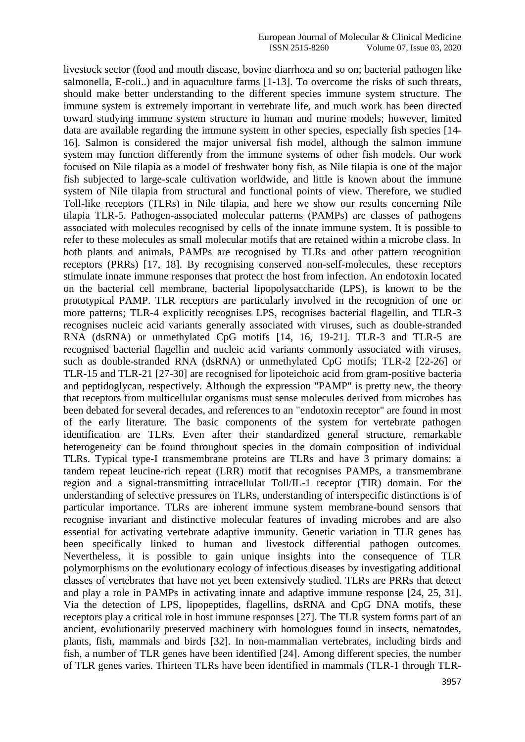livestock sector (food and mouth disease, bovine diarrhoea and so on; bacterial pathogen like salmonella, E-coli..) and in aquaculture farms [1-13]. To overcome the risks of such threats, should make better understanding to the different species immune system structure. The immune system is extremely important in vertebrate life, and much work has been directed toward studying immune system structure in human and murine models; however, limited data are available regarding the immune system in other species, especially fish species [14-16]. Salmon is considered the major universal fish model, although the salmon immune system may function differently from the immune systems of other fish models. Our work focused on Nile tilapia as a model of freshwater bony fish, as Nile tilapia is one of the major fish subjected to large-scale cultivation worldwide, and little is known about the immune system of Nile tilapia from structural and functional points of view. Therefore, we studied Toll-like receptors (TLRs) in Nile tilapia, and here we show our results concerning Nile tilapia TLR-5. Pathogen-associated molecular patterns (PAMPs) are classes of pathogens associated with molecules recognised by cells of the innate immune system. It is possible to refer to these molecules as small molecular motifs that are retained within a microbe class. In both plants and animals, PAMPs are recognised by TLRs and other pattern recognition receptors (PRRs) [17, 18]. By recognising conserved non-self-molecules, these receptors stimulate innate immune responses that protect the host from infection. An endotoxin located on the bacterial cell membrane, bacterial lipopolysaccharide (LPS), is known to be the prototypical PAMP. TLR receptors are particularly involved in the recognition of one or more patterns; TLR-4 explicitly recognises LPS, recognises bacterial flagellin, and TLR-3 recognises nucleic acid variants generally associated with viruses, such as double-stranded RNA (dsRNA) or unmethylated CpG motifs [14, 16, 19-21]. TLR-3 and TLR-5 are recognised bacterial flagellin and nucleic acid variants commonly associated with viruses, such as double-stranded RNA (dsRNA) or unmethylated CpG motifs; TLR-2 [22-26] or TLR-15 and TLR-21 [27-30] are recognised for lipoteichoic acid from gram-positive bacteria and peptidoglycan, respectively. Although the expression "PAMP" is pretty new, the theory that receptors from multicellular organisms must sense molecules derived from microbes has been debated for several decades, and references to an "endotoxin receptor" are found in most of the early literature. The basic components of the system for vertebrate pathogen identification are TLRs. Even after their standardized general structure, remarkable heterogeneity can be found throughout species in the domain composition of individual TLRs. Typical type-I transmembrane proteins are TLRs and have 3 primary domains: a tandem repeat leucine-rich repeat (LRR) motif that recognises PAMPs, a transmembrane region and a signal-transmitting intracellular Toll/IL-1 receptor (TIR) domain. For the understanding of selective pressures on TLRs, understanding of interspecific distinctions is of particular importance. TLRs are inherent immune system membrane-bound sensors that recognise invariant and distinctive molecular features of invading microbes and are also essential for activating vertebrate adaptive immunity. Genetic variation in TLR genes has been specifically linked to human and livestock differential pathogen outcomes. Nevertheless, it is possible to gain unique insights into the consequence of TLR polymorphisms on the evolutionary ecology of infectious diseases by investigating additional classes of vertebrates that have not yet been extensively studied. TLRs are PRRs that detect and play a role in PAMPs in activating innate and adaptive immune response [24, 25, 31]. Via the detection of LPS, lipopeptides, flagellins, dsRNA and CpG DNA motifs, these receptors play a critical role in host immune responses [27]. The TLR system forms part of an ancient, evolutionarily preserved machinery with homologues found in insects, nematodes, plants, fish, mammals and birds [32]. In non-mammalian vertebrates, including birds and fish, a number of TLR genes have been identified [24]. Among different species, the number of TLR genes varies. Thirteen TLRs have been identified in mammals (TLR-1 through TLR-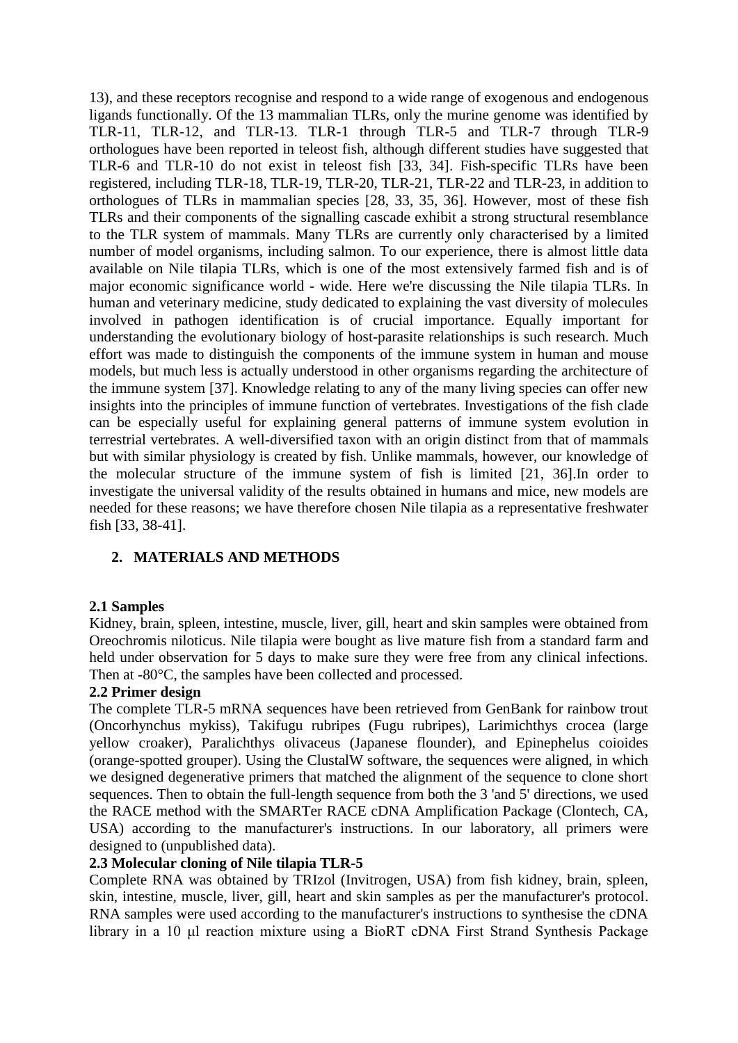13), and these receptors recognise and respond to a wide range of exogenous and endogenous ligands functionally. Of the 13 mammalian TLRs, only the murine genome was identified by TLR-11, TLR-12, and TLR-13. TLR-1 through TLR-5 and TLR-7 through TLR-9 orthologues have been reported in teleost fish, although different studies have suggested that TLR-6 and TLR-10 do not exist in teleost fish [33, 34]. Fish-specific TLRs have been registered, including TLR-18, TLR-19, TLR-20, TLR-21, TLR-22 and TLR-23, in addition to orthologues of TLRs in mammalian species [28, 33, 35, 36]. However, most of these fish TLRs and their components of the signalling cascade exhibit a strong structural resemblance to the TLR system of mammals. Many TLRs are currently only characterised by a limited number of model organisms, including salmon. To our experience, there is almost little data available on Nile tilapia TLRs, which is one of the most extensively farmed fish and is of major economic significance world - wide. Here we're discussing the Nile tilapia TLRs. In human and veterinary medicine, study dedicated to explaining the vast diversity of molecules involved in pathogen identification is of crucial importance. Equally important for understanding the evolutionary biology of host-parasite relationships is such research. Much effort was made to distinguish the components of the immune system in human and mouse models, but much less is actually understood in other organisms regarding the architecture of the immune system [37]. Knowledge relating to any of the many living species can offer new insights into the principles of immune function of vertebrates. Investigations of the fish clade can be especially useful for explaining general patterns of immune system evolution in terrestrial vertebrates. A well-diversified taxon with an origin distinct from that of mammals but with similar physiology is created by fish. Unlike mammals, however, our knowledge of the molecular structure of the immune system of fish is limited [21, 36].In order to investigate the universal validity of the results obtained in humans and mice, new models are needed for these reasons; we have therefore chosen Nile tilapia as a representative freshwater fish [33, 38-41].

## 2. MATERIALS AND METHODS

### 2.1 Samples

Kidney, brain, spleen, intestine, muscle, liver, gill, heart and skin samples were obtained from Oreochromis niloticus. Nile tilapia were bought as live mature fish from a standard farm and held under observation for 5 days to make sure they were free from any clinical infections. Then at -80°C, the samples have been collected and processed.

### 2.2 Primer design

The complete TLR-5 mRNA sequences have been retrieved from GenBank for rainbow trout (Oncorhynchus mykiss), Takifugu rubripes (Fugu rubripes), Larimichthys crocea (large yellow croaker), Paralichthys olivaceus (Japanese flounder), and Epinephelus coioides (orange-spotted grouper). Using the ClustalW software, the sequences were aligned, in which we designed degenerative primers that matched the alignment of the sequence to clone short sequences. Then to obtain the full-length sequence from both the 3 'and 5' directions, we used the RACE method with the SMARTer RACE cDNA Amplification Package (Clontech, CA, USA) according to the manufacturer's instructions. In our laboratory, all primers were designed to (unpublished data).

### 2.3 Molecular cloning of Nile tilapia TLR-5

Complete RNA was obtained by TRIzol (Invitrogen, USA) from fish kidney, brain, spleen, skin, intestine, muscle, liver, gill, heart and skin samples as per the manufacturer's protocol. RNA samples were used according to the manufacturer's instructions to synthesise the cDNA library in a 10 μl reaction mixture using a BioRT cDNA First Strand Synthesis Package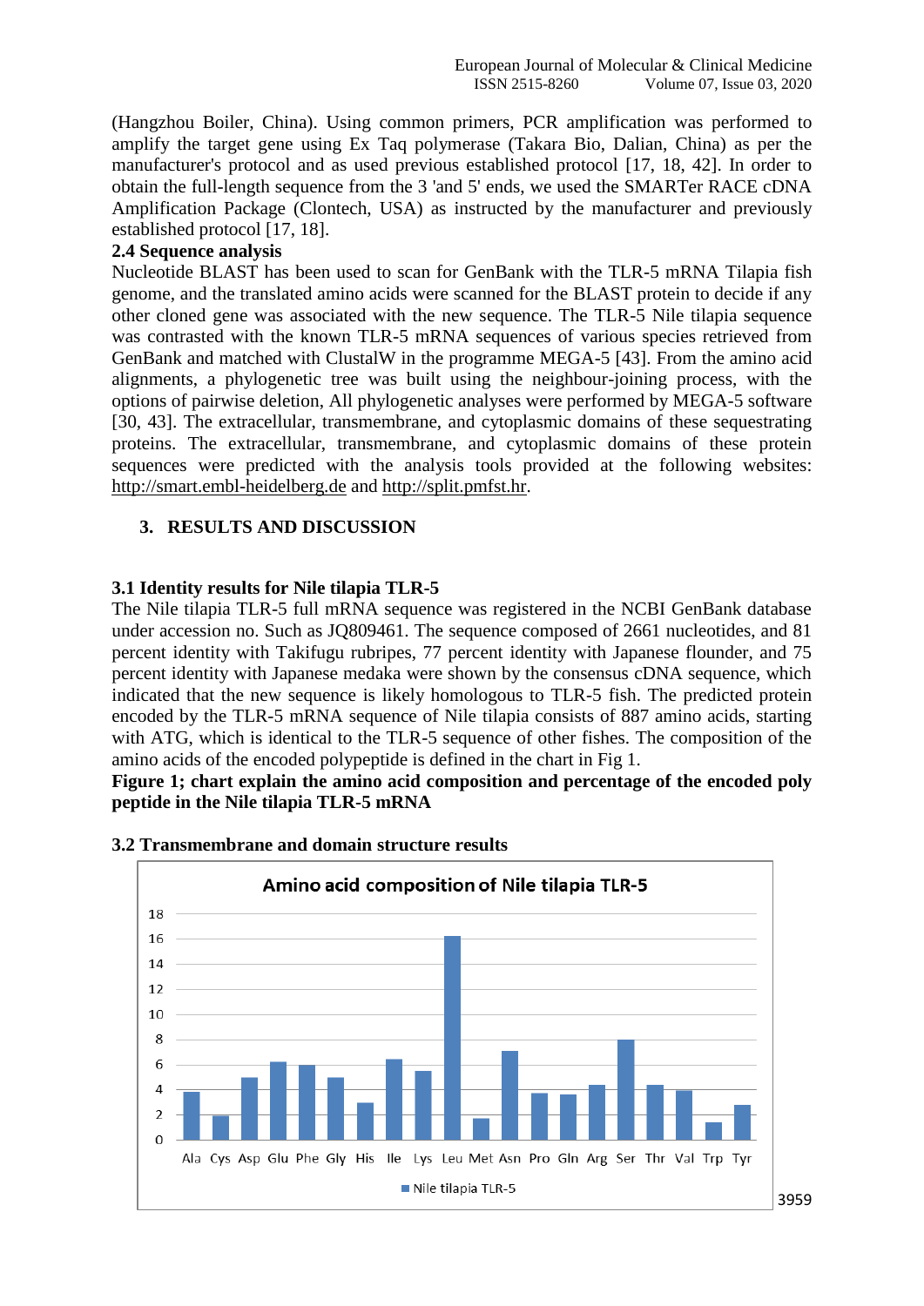(Hangzhou Boiler, China). Using common primers, PCR amplification was performed to amplify the target gene using Ex Taq polymerase (Takara Bio, Dalian, China) as per the manufacturer's protocol and as used previous established protocol [17, 18, 42]. In order to obtain the full-length sequence from the 3 'and 5' ends, we used the SMARTer RACE cDNA Amplification Package (Clontech, USA) as instructed by the manufacturer and previously established protocol [17, 18].

### 2.4 Sequence analysis

Nucleotide BLAST has been used to scan for GenBank with the TLR-5 mRNA Tilapia fish genome, and the translated amino acids were scanned for the BLAST protein to decide if any other cloned gene was associated with the new sequence. The TLR-5 Nile tilapia sequence was contrasted with the known TLR-5 mRNA sequences of various species retrieved from GenBank and matched with ClustalW in the programme MEGA-5 [43]. From the amino acid alignments, a phylogenetic tree was built using the neighbour-joining process, with the options of pairwise deletion, All phylogenetic analyses were performed by MEGA-5 software [30, 43]. The extracellular, transmembrane, and cytoplasmic domains of these sequestrating proteins. The extracellular, transmembrane, and cytoplasmic domains of these protein sequences were predicted with the analysis tools provided at the following websites: http://smart.embl-heidelberg.de and http://split.pmfst.hr.

## 3. RESULTS AND DISCUSSION

### 3.1 Identity results for Nile tilapia TLR-5

The Nile tilapia TLR-5 full mRNA sequence was registered in the NCBI GenBank database under accession no. Such as JQ809461. The sequence composed of 2661 nucleotides, and 81 percent identity with Takifugu rubripes, 77 percent identity with Japanese flounder, and 75 percent identity with Japanese medaka were shown by the consensus cDNA sequence, which indicated that the new sequence is likely homologous to TLR-5 fish. The predicted protein encoded by the TLR-5 mRNA sequence of Nile tilapia consists of 887 amino acids, starting with ATG, which is identical to the TLR-5 sequence of other fishes. The composition of the amino acids of the encoded polypeptide is defined in the chart in Fig 1.

**Figure 1; chart explain the amino acid composition and percentage of the encoded poly peptide in the Nile tilapia TLR-5 mRNA**

### 3.2 Transmembrane and domain structure results

Amino acid composition of Nile tilapia TLR-5

(Bar chart: y-axis 0–18; x-axis Ala, Cys, Asp, Glu, Phe, Gly, His, Ile, Lys, Leu, Met, Asn, Pro, Gln, Arg, Ser, Thr, Val, Trp, Tyr; legend: Nile tilapia TLR-5)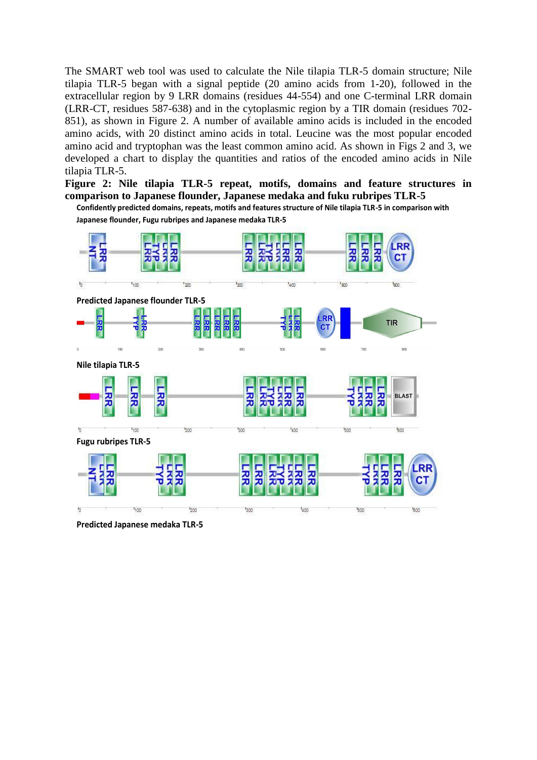The SMART web tool was used to calculate the Nile tilapia TLR-5 domain structure; Nile tilapia TLR-5 began with a signal peptide (20 amino acids from 1-20), followed in the extracellular region by 9 LRR domains (residues 44-554) and one C-terminal LRR domain (LRR-CT, residues 587-638) and in the cytoplasmic region by a TIR domain (residues 702-851), as shown in Figure 2. A number of available amino acids is included in the encoded amino acids, with 20 distinct amino acids in total. Leucine was the most popular encoded amino acid and tryptophan was the least common amino acid. As shown in Figs 2 and 3, we developed a chart to display the quantities and ratios of the encoded amino acids in Nile tilapia TLR-5.

**Figure 2: Nile tilapia TLR-5 repeat, motifs, domains and feature structures in comparison to Japanese flounder, Japanese medaka and fuku rubripes TLR-5**

**Confidently predicted domains, repeats, motifs and features structure of Nile tilapia TLR-5 in comparison with Japanese flounder, Fugu rubripes and Japanese medaka TLR-5**

**Predicted Japanese flounder TLR-5**

**Nile tilapia TLR-5**

**Fugu rubripes TLR-5**

**Predicted Japanese medaka TLR-5**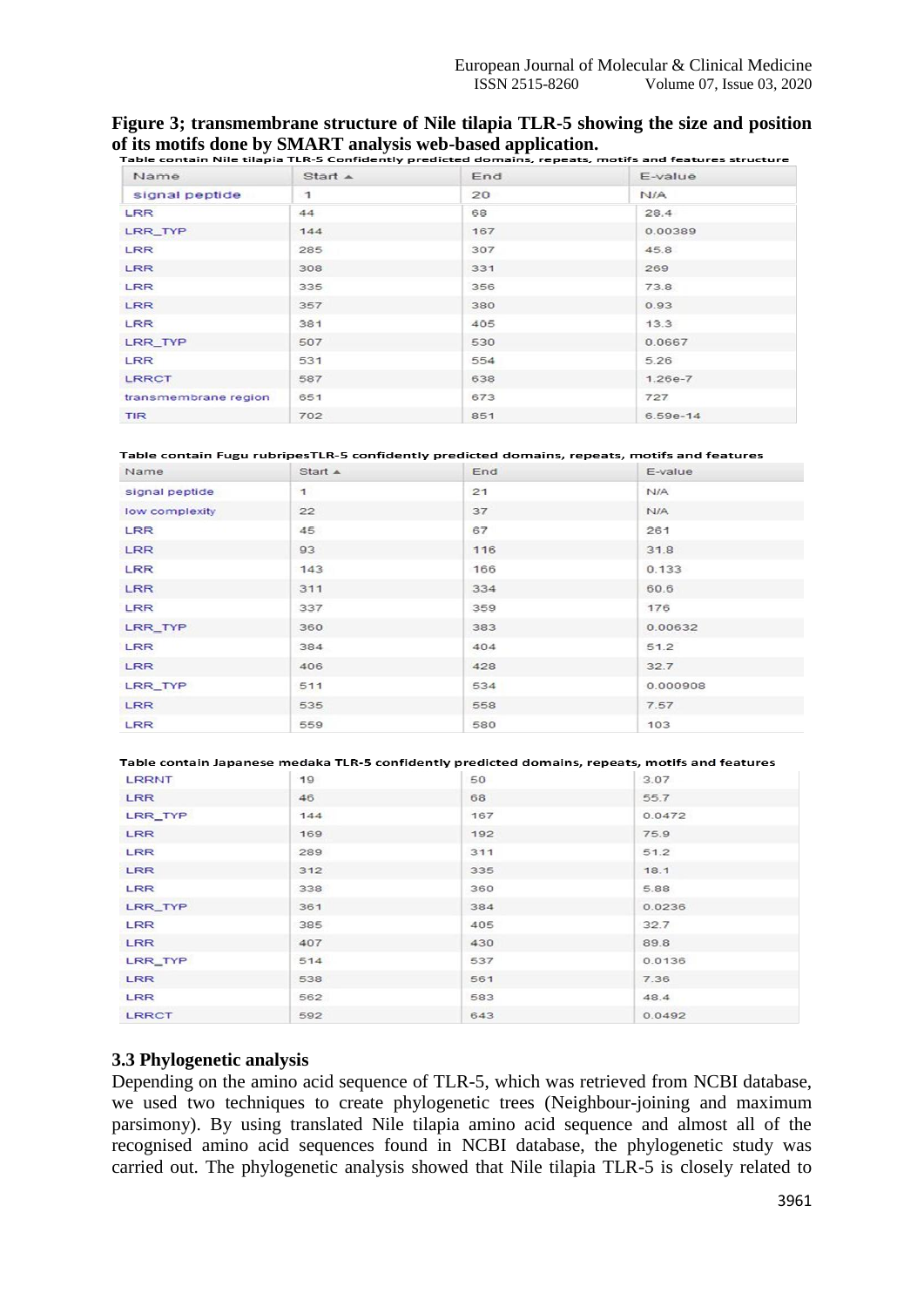**Figure 3; transmembrane structure of Nile tilapia TLR-5 showing the size and position of its motifs done by SMART analysis web-based application.**

Table contain Nile tilapia TLR-5 Confidently predicted domains, repeats, motifs and features structure

| Name | Start ▲ | End | E-value |
|---|---|---|---|
| signal peptide | 1 | 20 | N/A |
| LRR | 44 | 68 | 28.4 |
| LRR_TYP | 144 | 167 | 0.00389 |
| LRR | 285 | 307 | 45.8 |
| LRR | 308 | 331 | 269 |
| LRR | 335 | 356 | 73.8 |
| LRR | 357 | 380 | 0.93 |
| LRR | 381 | 405 | 13.3 |
| LRR_TYP | 507 | 530 | 0.0667 |
| LRR | 531 | 554 | 5.26 |
| LRRCT | 587 | 638 | 1.26e-7 |
| transmembrane region | 651 | 673 | 727 |
| TIR | 702 | 851 | 6.59e-14 |

Table contain Fugu rubripesTLR-5 confidently predicted domains, repeats, motifs and features

| Name | Start ▲ | End | E-value |
|---|---|---|---|
| signal peptide | 1 | 21 | N/A |
| low complexity | 22 | 37 | N/A |
| LRR | 45 | 67 | 261 |
| LRR | 93 | 116 | 31.8 |
| LRR | 143 | 166 | 0.133 |
| LRR | 311 | 334 | 60.6 |
| LRR | 337 | 359 | 176 |
| LRR_TYP | 360 | 383 | 0.00632 |
| LRR | 384 | 404 | 51.2 |
| LRR | 406 | 428 | 32.7 |
| LRR_TYP | 511 | 534 | 0.000908 |
| LRR | 535 | 558 | 7.57 |
| LRR | 559 | 580 | 103 |

Table contain Japanese medaka TLR-5 confidently predicted domains, repeats, motifs and features

| Name | Start | End | E-value |
|---|---|---|---|
| LRRNT | 19 | 50 | 3.07 |
| LRR | 46 | 68 | 55.7 |
| LRR_TYP | 144 | 167 | 0.0472 |
| LRR | 169 | 192 | 75.9 |
| LRR | 289 | 311 | 51.2 |
| LRR | 312 | 335 | 18.1 |
| LRR | 338 | 360 | 5.88 |
| LRR_TYP | 361 | 384 | 0.0236 |
| LRR | 385 | 405 | 32.7 |
| LRR | 407 | 430 | 89.8 |
| LRR_TYP | 514 | 537 | 0.0136 |
| LRR | 538 | 561 | 7.36 |
| LRR | 562 | 583 | 48.4 |
| LRRCT | 592 | 643 | 0.0492 |

### 3.3 Phylogenetic analysis

Depending on the amino acid sequence of TLR-5, which was retrieved from NCBI database, we used two techniques to create phylogenetic trees (Neighbour-joining and maximum parsimony). By using translated Nile tilapia amino acid sequence and almost all of the recognised amino acid sequences found in NCBI database, the phylogenetic study was carried out. The phylogenetic analysis showed that Nile tilapia TLR-5 is closely related to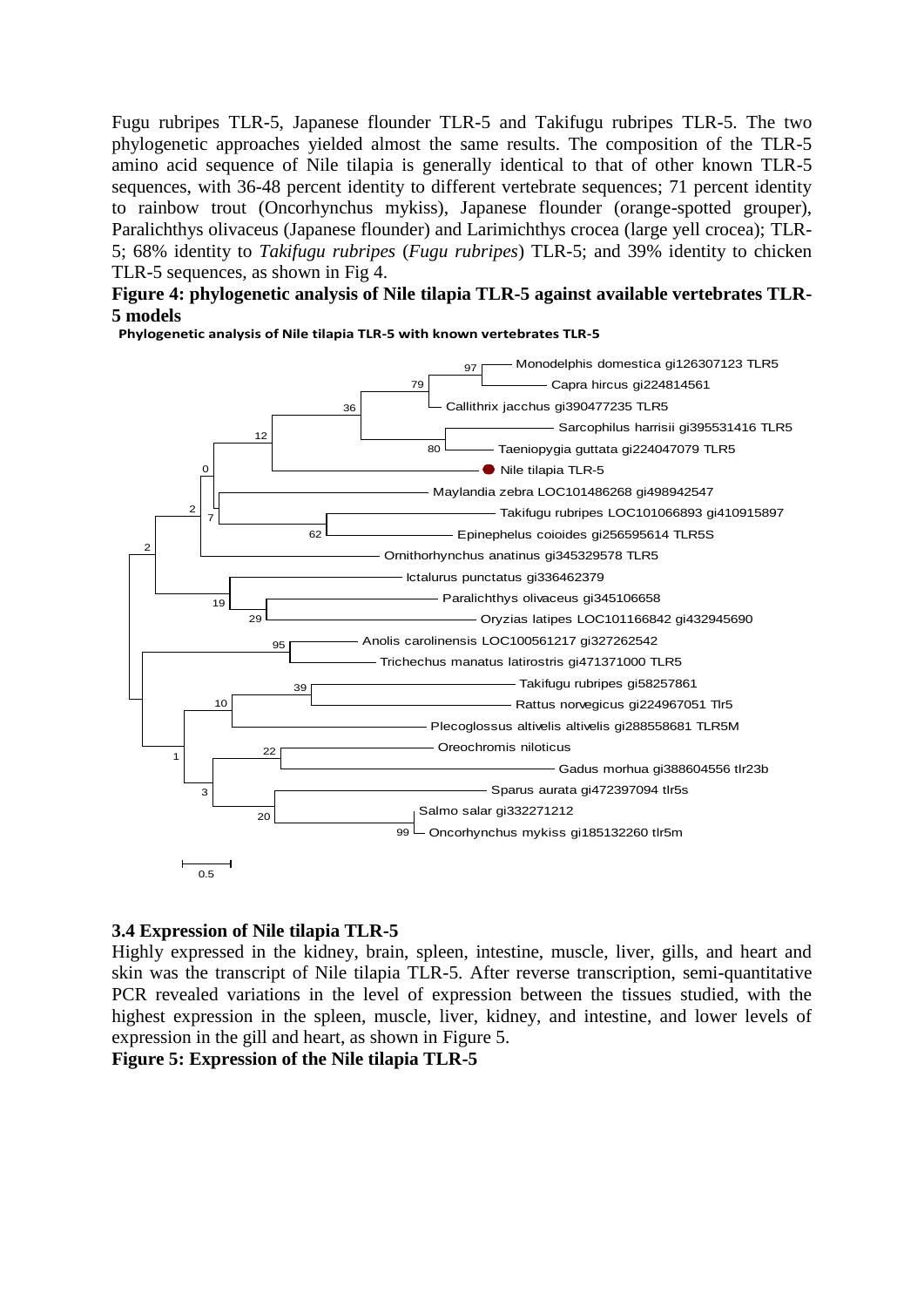Fugu rubripes TLR-5, Japanese flounder TLR-5 and Takifugu rubripes TLR-5. The two phylogenetic approaches yielded almost the same results. The composition of the TLR-5 amino acid sequence of Nile tilapia is generally identical to that of other known TLR-5 sequences, with 36-48 percent identity to different vertebrate sequences; 71 percent identity to rainbow trout (Oncorhynchus mykiss), Japanese flounder (orange-spotted grouper), Paralichthys olivaceus (Japanese flounder) and Larimichthys crocea (large yell crocea); TLR-5; 68% identity to *Takifugu rubripes* (*Fugu rubripes*) TLR-5; and 39% identity to chicken TLR-5 sequences, as shown in Fig 4.

**Figure 4: phylogenetic analysis of Nile tilapia TLR-5 against available vertebrates TLR-5 models**

**Phylogenetic analysis of Nile tilapia TLR-5 with known vertebrates TLR-5**

Monodelphis domestica gi126307123 TLR5
Capra hircus gi224814561
Callithrix jacchus gi390477235 TLR5
Sarcophilus harrisii gi395531416 TLR5
Taeniopygia guttata gi224047079 TLR5
Nile tilapia TLR-5
Maylandia zebra LOC101486268 gi498942547
Takifugu rubripes LOC101066893 gi410915897
Epinephelus coioides gi256595614 TLR5S
Ornithorhynchus anatinus gi345329578 TLR5
Ictalurus punctatus gi336462379
Paralichthys olivaceus gi345106658
Oryzias latipes LOC101166842 gi432945690
Anolis carolinensis LOC100561217 gi327262542
Trichechus manatus latirostris gi471371000 TLR5
Takifugu rubripes gi58257861
Rattus norvegicus gi224967051 Tlr5
Plecoglossus altivelis altivelis gi288558681 TLR5M
Oreochromis niloticus
Gadus morhua gi388604556 tlr23b
Sparus aurata gi472397094 tlr5s
Salmo salar gi332271212
Oncorhynchus mykiss gi185132260 tlr5m

0.5

### 3.4 Expression of Nile tilapia TLR-5

Highly expressed in the kidney, brain, spleen, intestine, muscle, liver, gills, and heart and skin was the transcript of Nile tilapia TLR-5. After reverse transcription, semi-quantitative PCR revealed variations in the level of expression between the tissues studied, with the highest expression in the spleen, muscle, liver, kidney, and intestine, and lower levels of expression in the gill and heart, as shown in Figure 5.

**Figure 5: Expression of the Nile tilapia TLR-5**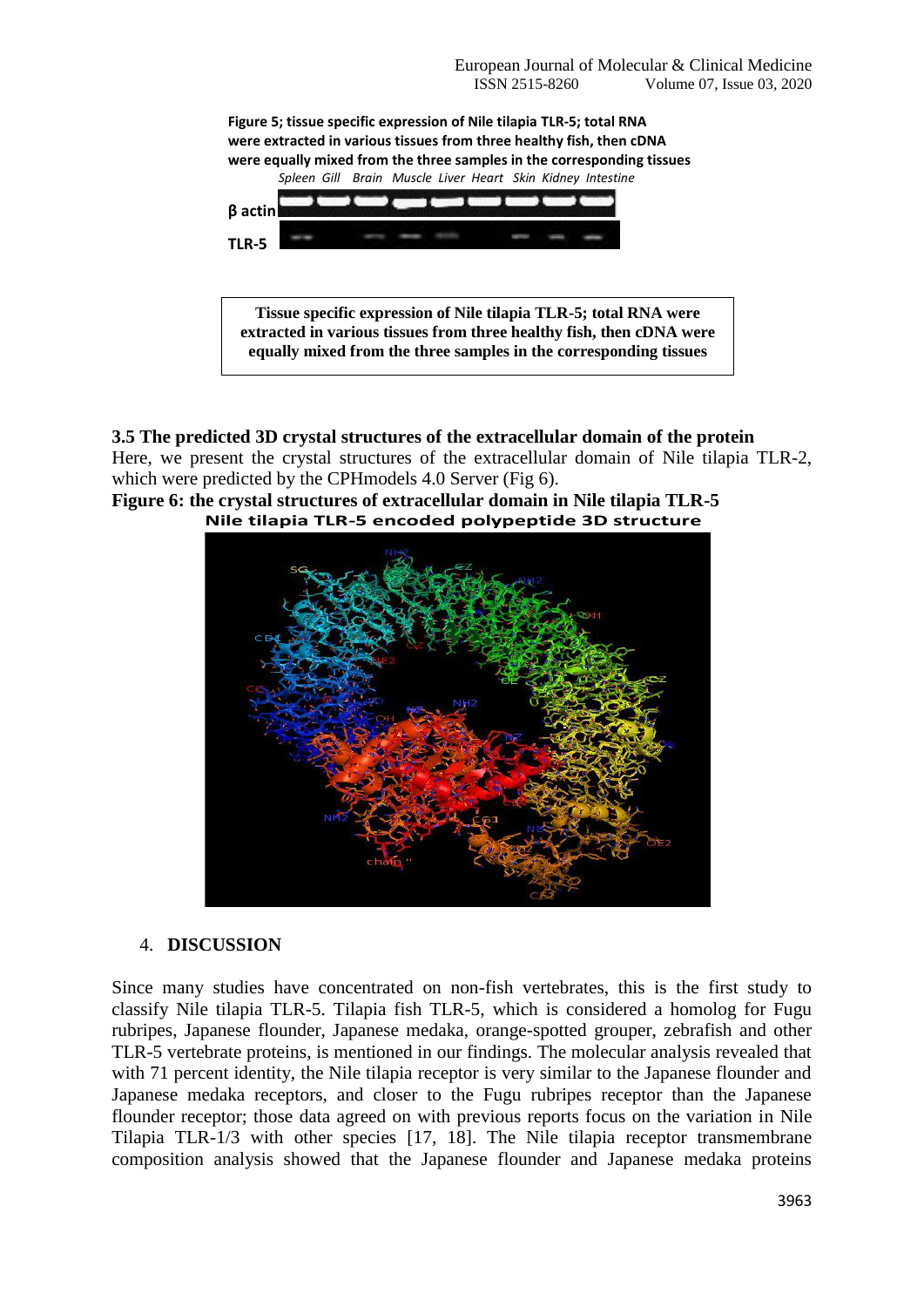Figure 5; tissue specific expression of Nile tilapia TLR-5; total RNA were extracted in various tissues from three healthy fish, then cDNA were equally mixed from the three samples in the corresponding tissues

**Tissue specific expression of Nile tilapia TLR-5; total RNA were extracted in various tissues from three healthy fish, then cDNA were equally mixed from the three samples in the corresponding tissues**

### 3.5 The predicted 3D crystal structures of the extracellular domain of the protein

Here, we present the crystal structures of the extracellular domain of Nile tilapia TLR-2, which were predicted by the CPHmodels 4.0 Server (Fig 6).

**Figure 6: the crystal structures of extracellular domain in Nile tilapia TLR-5**

**Nile tilapia TLR-5 encoded polypeptide 3D structure**

## 4. DISCUSSION

Since many studies have concentrated on non-fish vertebrates, this is the first study to classify Nile tilapia TLR-5. Tilapia fish TLR-5, which is considered a homolog for Fugu rubripes, Japanese flounder, Japanese medaka, orange-spotted grouper, zebrafish and other TLR-5 vertebrate proteins, is mentioned in our findings. The molecular analysis revealed that with 71 percent identity, the Nile tilapia receptor is very similar to the Japanese flounder and Japanese medaka receptors, and closer to the Fugu rubripes receptor than the Japanese flounder receptor; those data agreed on with previous reports focus on the variation in Nile Tilapia TLR-1/3 with other species [17, 18]. The Nile tilapia receptor transmembrane composition analysis showed that the Japanese flounder and Japanese medaka proteins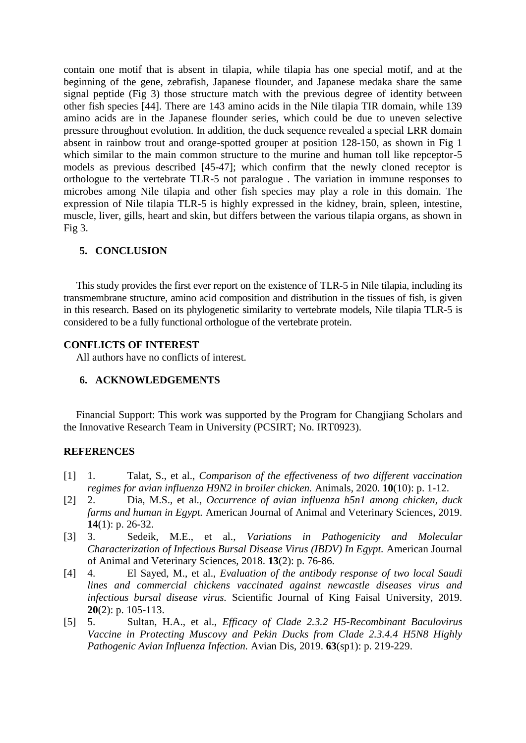contain one motif that is absent in tilapia, while tilapia has one special motif, and at the beginning of the gene, zebrafish, Japanese flounder, and Japanese medaka share the same signal peptide (Fig 3) those structure match with the previous degree of identity between other fish species [44]. There are 143 amino acids in the Nile tilapia TIR domain, while 139 amino acids are in the Japanese flounder series, which could be due to uneven selective pressure throughout evolution. In addition, the duck sequence revealed a special LRR domain absent in rainbow trout and orange-spotted grouper at position 128-150, as shown in Fig 1 which similar to the main common structure to the murine and human toll like repceptor-5 models as previous described [45-47]; which confirm that the newly cloned receptor is orthologue to the vertebrate TLR-5 not paralogue . The variation in immune responses to microbes among Nile tilapia and other fish species may play a role in this domain. The expression of Nile tilapia TLR-5 is highly expressed in the kidney, brain, spleen, intestine, muscle, liver, gills, heart and skin, but differs between the various tilapia organs, as shown in Fig 3.

## 5. CONCLUSION

This study provides the first ever report on the existence of TLR-5 in Nile tilapia, including its transmembrane structure, amino acid composition and distribution in the tissues of fish, is given in this research. Based on its phylogenetic similarity to vertebrate models, Nile tilapia TLR-5 is considered to be a fully functional orthologue of the vertebrate protein.

## CONFLICTS OF INTEREST

All authors have no conflicts of interest.

## 6. ACKNOWLEDGEMENTS

Financial Support: This work was supported by the Program for Changjiang Scholars and the Innovative Research Team in University (PCSIRT; No. IRT0923).

## REFERENCES

[1] 1. Talat, S., et al., *Comparison of the effectiveness of two different vaccination regimes for avian influenza H9N2 in broiler chicken.* Animals, 2020. **10**(10): p. 1-12.

[2] 2. Dia, M.S., et al., *Occurrence of avian influenza h5n1 among chicken, duck farms and human in Egypt.* American Journal of Animal and Veterinary Sciences, 2019. **14**(1): p. 26-32.

[3] 3. Sedeik, M.E., et al., *Variations in Pathogenicity and Molecular Characterization of Infectious Bursal Disease Virus (IBDV) In Egypt.* American Journal of Animal and Veterinary Sciences, 2018. **13**(2): p. 76-86.

[4] 4. El Sayed, M., et al., *Evaluation of the antibody response of two local Saudi lines and commercial chickens vaccinated against newcastle diseases virus and infectious bursal disease virus.* Scientific Journal of King Faisal University, 2019. **20**(2): p. 105-113.

[5] 5. Sultan, H.A., et al., *Efficacy of Clade 2.3.2 H5-Recombinant Baculovirus Vaccine in Protecting Muscovy and Pekin Ducks from Clade 2.3.4.4 H5N8 Highly Pathogenic Avian Influenza Infection.* Avian Dis, 2019. **63**(sp1): p. 219-229.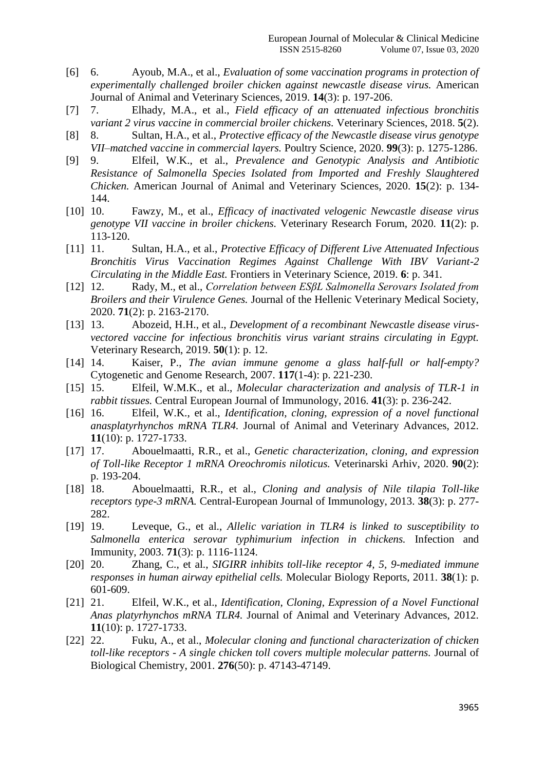[6] 6. Ayoub, M.A., et al., *Evaluation of some vaccination programs in protection of experimentally challenged broiler chicken against newcastle disease virus.* American Journal of Animal and Veterinary Sciences, 2019. **14**(3): p. 197-206.

[7] 7. Elhady, M.A., et al., *Field efficacy of an attenuated infectious bronchitis variant 2 virus vaccine in commercial broiler chickens.* Veterinary Sciences, 2018. **5**(2).

[8] 8. Sultan, H.A., et al., *Protective efficacy of the Newcastle disease virus genotype VII–matched vaccine in commercial layers.* Poultry Science, 2020. **99**(3): p. 1275-1286.

[9] 9. Elfeil, W.K., et al., *Prevalence and Genotypic Analysis and Antibiotic Resistance of Salmonella Species Isolated from Imported and Freshly Slaughtered Chicken.* American Journal of Animal and Veterinary Sciences, 2020. **15**(2): p. 134-144.

[10] 10. Fawzy, M., et al., *Efficacy of inactivated velogenic Newcastle disease virus genotype VII vaccine in broiler chickens.* Veterinary Research Forum, 2020. **11**(2): p. 113-120.

[11] 11. Sultan, H.A., et al., *Protective Efficacy of Different Live Attenuated Infectious Bronchitis Virus Vaccination Regimes Against Challenge With IBV Variant-2 Circulating in the Middle East.* Frontiers in Veterinary Science, 2019. **6**: p. 341.

[12] 12. Rady, M., et al., *Correlation between ESβL Salmonella Serovars Isolated from Broilers and their Virulence Genes.* Journal of the Hellenic Veterinary Medical Society, 2020. **71**(2): p. 2163-2170.

[13] 13. Abozeid, H.H., et al., *Development of a recombinant Newcastle disease virus-vectored vaccine for infectious bronchitis virus variant strains circulating in Egypt.* Veterinary Research, 2019. **50**(1): p. 12.

[14] 14. Kaiser, P., *The avian immune genome a glass half-full or half-empty?* Cytogenetic and Genome Research, 2007. **117**(1-4): p. 221-230.

[15] 15. Elfeil, W.M.K., et al., *Molecular characterization and analysis of TLR-1 in rabbit tissues.* Central European Journal of Immunology, 2016. **41**(3): p. 236-242.

[16] 16. Elfeil, W.K., et al., *Identification, cloning, expression of a novel functional anasplatyrhynchos mRNA TLR4.* Journal of Animal and Veterinary Advances, 2012. **11**(10): p. 1727-1733.

[17] 17. Abouelmaatti, R.R., et al., *Genetic characterization, cloning, and expression of Toll-like Receptor 1 mRNA Oreochromis niloticus.* Veterinarski Arhiv, 2020. **90**(2): p. 193-204.

[18] 18. Abouelmaatti, R.R., et al., *Cloning and analysis of Nile tilapia Toll-like receptors type-3 mRNA.* Central-European Journal of Immunology, 2013. **38**(3): p. 277-282.

[19] 19. Leveque, G., et al., *Allelic variation in TLR4 is linked to susceptibility to Salmonella enterica serovar typhimurium infection in chickens.* Infection and Immunity, 2003. **71**(3): p. 1116-1124.

[20] 20. Zhang, C., et al., *SIGIRR inhibits toll-like receptor 4, 5, 9-mediated immune responses in human airway epithelial cells.* Molecular Biology Reports, 2011. **38**(1): p. 601-609.

[21] 21. Elfeil, W.K., et al., *Identification, Cloning, Expression of a Novel Functional Anas platyrhynchos mRNA TLR4.* Journal of Animal and Veterinary Advances, 2012. **11**(10): p. 1727-1733.

[22] 22. Fuku, A., et al., *Molecular cloning and functional characterization of chicken toll-like receptors - A single chicken toll covers multiple molecular patterns.* Journal of Biological Chemistry, 2001. **276**(50): p. 47143-47149.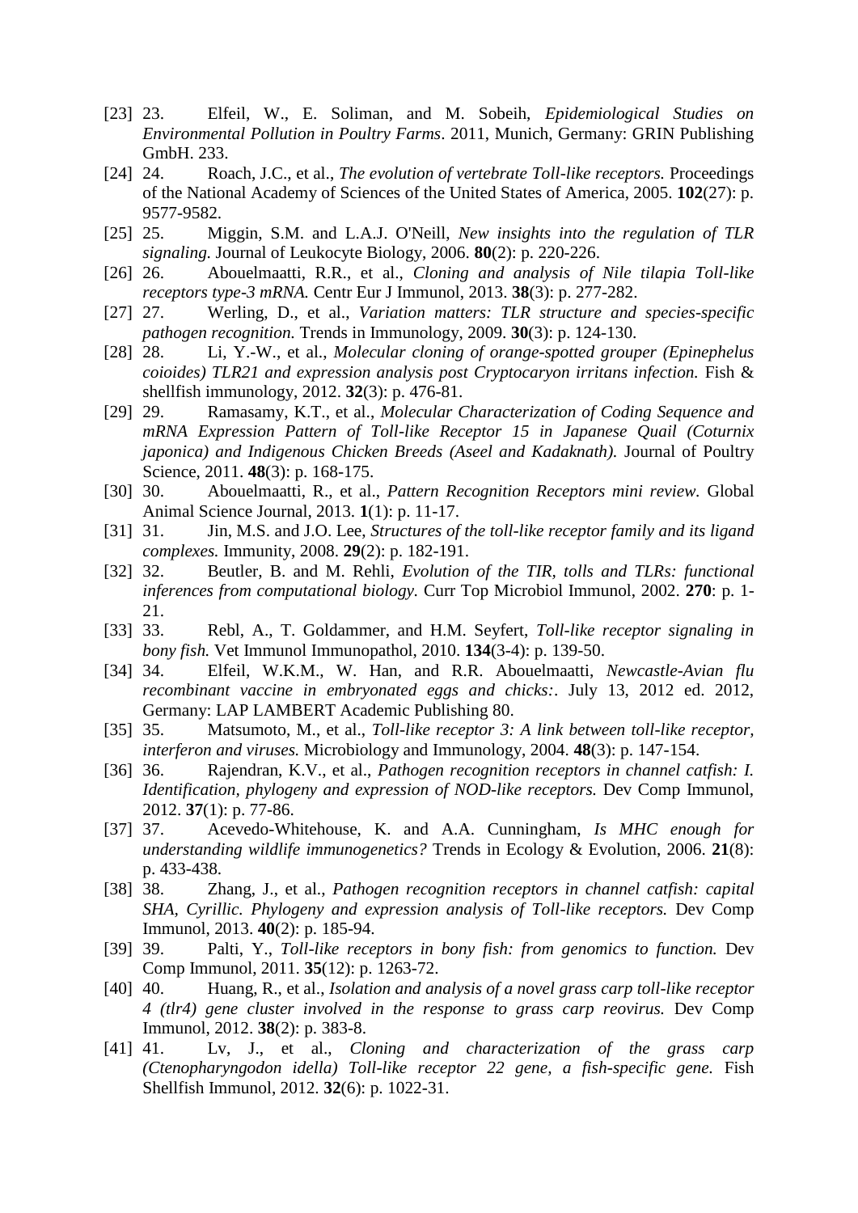[23] 23. Elfeil, W., E. Soliman, and M. Sobeih, *Epidemiological Studies on Environmental Pollution in Poultry Farms*. 2011, Munich, Germany: GRIN Publishing GmbH. 233.

[24] 24. Roach, J.C., et al., *The evolution of vertebrate Toll-like receptors.* Proceedings of the National Academy of Sciences of the United States of America, 2005. **102**(27): p. 9577-9582.

[25] 25. Miggin, S.M. and L.A.J. O'Neill, *New insights into the regulation of TLR signaling.* Journal of Leukocyte Biology, 2006. **80**(2): p. 220-226.

[26] 26. Abouelmaatti, R.R., et al., *Cloning and analysis of Nile tilapia Toll-like receptors type-3 mRNA.* Centr Eur J Immunol, 2013. **38**(3): p. 277-282.

[27] 27. Werling, D., et al., *Variation matters: TLR structure and species-specific pathogen recognition.* Trends in Immunology, 2009. **30**(3): p. 124-130.

[28] 28. Li, Y.-W., et al., *Molecular cloning of orange-spotted grouper (Epinephelus coioides) TLR21 and expression analysis post Cryptocaryon irritans infection.* Fish & shellfish immunology, 2012. **32**(3): p. 476-81.

[29] 29. Ramasamy, K.T., et al., *Molecular Characterization of Coding Sequence and mRNA Expression Pattern of Toll-like Receptor 15 in Japanese Quail (Coturnix japonica) and Indigenous Chicken Breeds (Aseel and Kadaknath).* Journal of Poultry Science, 2011. **48**(3): p. 168-175.

[30] 30. Abouelmaatti, R., et al., *Pattern Recognition Receptors mini review.* Global Animal Science Journal, 2013. **1**(1): p. 11-17.

[31] 31. Jin, M.S. and J.O. Lee, *Structures of the toll-like receptor family and its ligand complexes.* Immunity, 2008. **29**(2): p. 182-191.

[32] 32. Beutler, B. and M. Rehli, *Evolution of the TIR, tolls and TLRs: functional inferences from computational biology.* Curr Top Microbiol Immunol, 2002. **270**: p. 1-21.

[33] 33. Rebl, A., T. Goldammer, and H.M. Seyfert, *Toll-like receptor signaling in bony fish.* Vet Immunol Immunopathol, 2010. **134**(3-4): p. 139-50.

[34] 34. Elfeil, W.K.M., W. Han, and R.R. Abouelmaatti, *Newcastle-Avian flu recombinant vaccine in embryonated eggs and chicks:.* July 13, 2012 ed. 2012, Germany: LAP LAMBERT Academic Publishing 80.

[35] 35. Matsumoto, M., et al., *Toll-like receptor 3: A link between toll-like receptor, interferon and viruses.* Microbiology and Immunology, 2004. **48**(3): p. 147-154.

[36] 36. Rajendran, K.V., et al., *Pathogen recognition receptors in channel catfish: I. Identification, phylogeny and expression of NOD-like receptors.* Dev Comp Immunol, 2012. **37**(1): p. 77-86.

[37] 37. Acevedo-Whitehouse, K. and A.A. Cunningham, *Is MHC enough for understanding wildlife immunogenetics?* Trends in Ecology & Evolution, 2006. **21**(8): p. 433-438.

[38] 38. Zhang, J., et al., *Pathogen recognition receptors in channel catfish: capital SHA, Cyrillic. Phylogeny and expression analysis of Toll-like receptors.* Dev Comp Immunol, 2013. **40**(2): p. 185-94.

[39] 39. Palti, Y., *Toll-like receptors in bony fish: from genomics to function.* Dev Comp Immunol, 2011. **35**(12): p. 1263-72.

[40] 40. Huang, R., et al., *Isolation and analysis of a novel grass carp toll-like receptor 4 (tlr4) gene cluster involved in the response to grass carp reovirus.* Dev Comp Immunol, 2012. **38**(2): p. 383-8.

[41] 41. Lv, J., et al., *Cloning and characterization of the grass carp (Ctenopharyngodon idella) Toll-like receptor 22 gene, a fish-specific gene.* Fish Shellfish Immunol, 2012. **32**(6): p. 1022-31.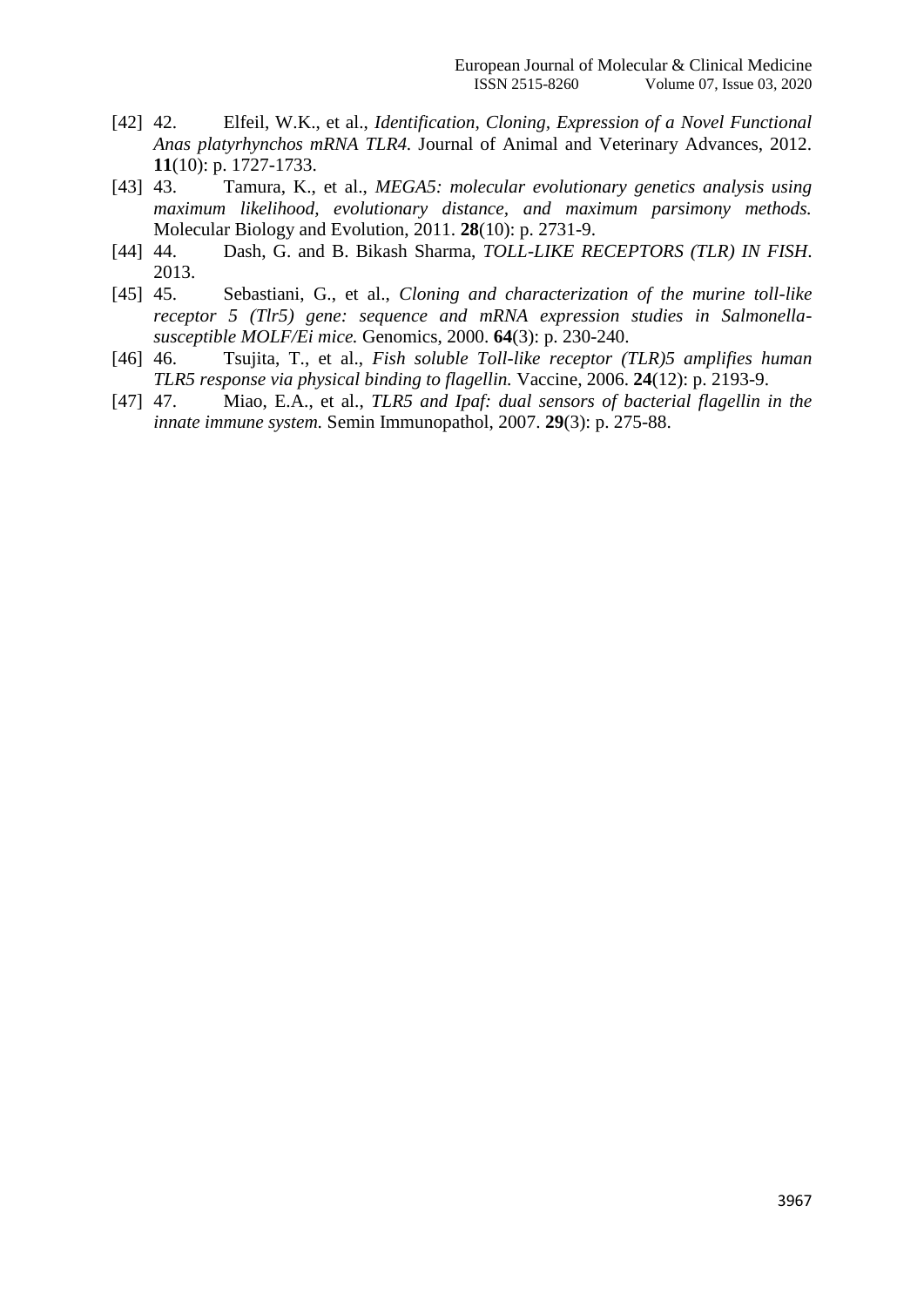[42] 42. Elfeil, W.K., et al., *Identification, Cloning, Expression of a Novel Functional Anas platyrhynchos mRNA TLR4.* Journal of Animal and Veterinary Advances, 2012. **11**(10): p. 1727-1733.

[43] 43. Tamura, K., et al., *MEGA5: molecular evolutionary genetics analysis using maximum likelihood, evolutionary distance, and maximum parsimony methods.* Molecular Biology and Evolution, 2011. **28**(10): p. 2731-9.

[44] 44. Dash, G. and B. Bikash Sharma, *TOLL-LIKE RECEPTORS (TLR) IN FISH*. 2013.

[45] 45. Sebastiani, G., et al., *Cloning and characterization of the murine toll-like receptor 5 (Tlr5) gene: sequence and mRNA expression studies in Salmonella-susceptible MOLF/Ei mice.* Genomics, 2000. **64**(3): p. 230-240.

[46] 46. Tsujita, T., et al., *Fish soluble Toll-like receptor (TLR)5 amplifies human TLR5 response via physical binding to flagellin.* Vaccine, 2006. **24**(12): p. 2193-9.

[47] 47. Miao, E.A., et al., *TLR5 and Ipaf: dual sensors of bacterial flagellin in the innate immune system.* Semin Immunopathol, 2007. **29**(3): p. 275-88.